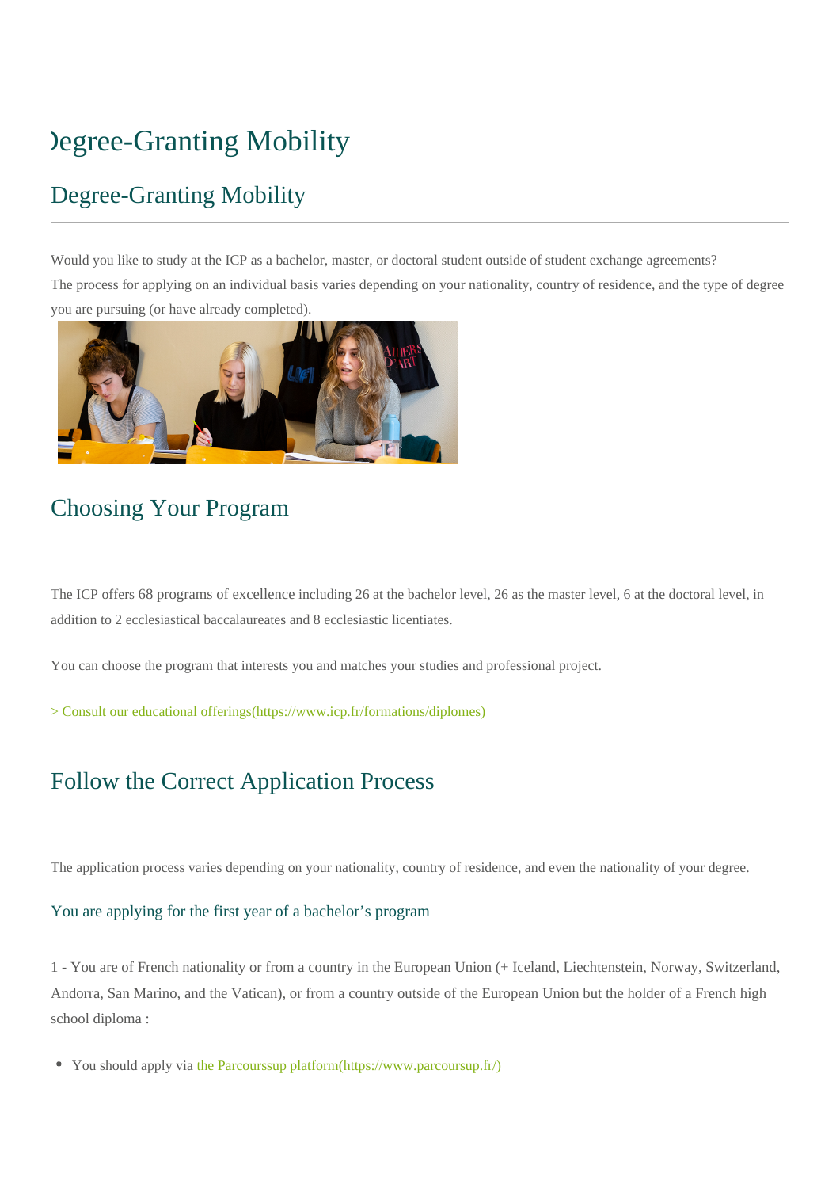# Degree-Granting Mobility

## Degree-Granting Mobility

Would you like to study at the ICP as a bachelor, master, or doctoral student outside of student exchange agreements?
The process for applying on an individual basis varies depending on your nationality, country of residence, and the type of degree you are pursuing (or have already completed).

## Choosing Your Program

The ICP offers 68 programs of excellence including 26 at the bachelor level, 26 as the master level, 6 at the doctoral level, in addition to 2 ecclesiastical baccalaureates and 8 ecclesiastic licentiates.

You can choose the program that interests you and matches your studies and professional project.

> Consult our educational offerings(https://www.icp.fr/formations/diplomes)

## Follow the Correct Application Process

The application process varies depending on your nationality, country of residence, and even the nationality of your degree.

### You are applying for the first year of a bachelor's program

1 - You are of French nationality or from a country in the European Union (+ Iceland, Liechtenstein, Norway, Switzerland, Andorra, San Marino, and the Vatican), or from a country outside of the European Union but the holder of a French high school diploma :

- You should apply via the Parcourssup platform(https://www.parcoursup.fr/)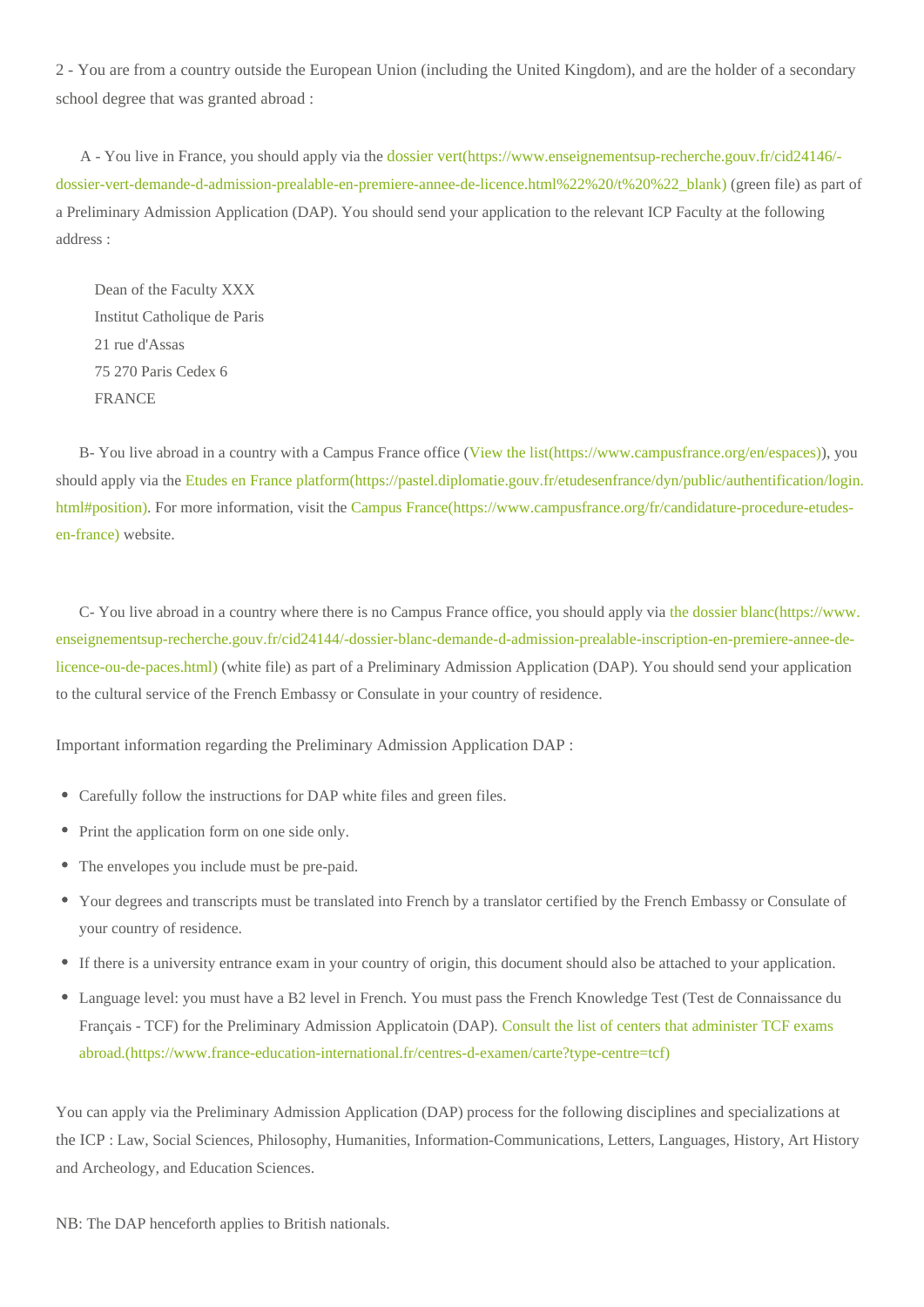2 - You are from a country outside the European Union (including the United Kingdom), and are the holder of a secondary school degree that was granted abroad :

A - You live in France, you should apply via the dossier vert(https://www.enseignementsup-recherche.gouv.fr/cid24146/-dossier-vert-demande-d-admission-prealable-en-premiere-annee-de-licence.html%22%20/t%20%22_blank) (green file) as part of a Preliminary Admission Application (DAP). You should send your application to the relevant ICP Faculty at the following address :

Dean of the Faculty XXX
Institut Catholique de Paris
21 rue d'Assas
75 270 Paris Cedex 6
FRANCE

B- You live abroad in a country with a Campus France office (View the list(https://www.campusfrance.org/en/espaces)), you should apply via the Etudes en France platform(https://pastel.diplomatie.gouv.fr/etudesenfrance/dyn/public/authentification/login.html#position). For more information, visit the Campus France(https://www.campusfrance.org/fr/candidature-procedure-etudes-en-france) website.

C- You live abroad in a country where there is no Campus France office, you should apply via the dossier blanc(https://www.enseignementsup-recherche.gouv.fr/cid24144/-dossier-blanc-demande-d-admission-prealable-inscription-en-premiere-annee-de-licence-ou-de-paces.html) (white file) as part of a Preliminary Admission Application (DAP). You should send your application to the cultural service of the French Embassy or Consulate in your country of residence.

Important information regarding the Preliminary Admission Application DAP :

- Carefully follow the instructions for DAP white files and green files.
- Print the application form on one side only.
- The envelopes you include must be pre-paid.
- Your degrees and transcripts must be translated into French by a translator certified by the French Embassy or Consulate of your country of residence.
- If there is a university entrance exam in your country of origin, this document should also be attached to your application.
- Language level: you must have a B2 level in French. You must pass the French Knowledge Test (Test de Connaissance du Français - TCF) for the Preliminary Admission Applicatoin (DAP). Consult the list of centers that administer TCF exams abroad.(https://www.france-education-international.fr/centres-d-examen/carte?type-centre=tcf)

You can apply via the Preliminary Admission Application (DAP) process for the following disciplines and specializations at the ICP : Law, Social Sciences, Philosophy, Humanities, Information-Communications, Letters, Languages, History, Art History and Archeology, and Education Sciences.

NB: The DAP henceforth applies to British nationals.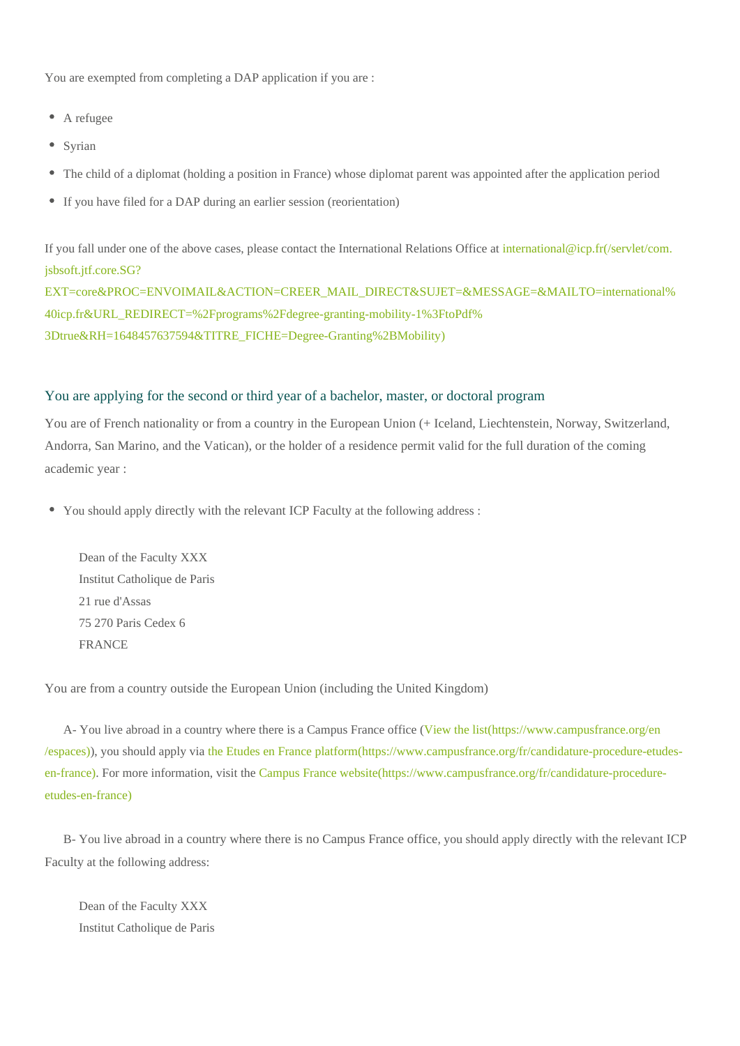You are exempted from completing a DAP application if you are :

- A refugee
- Syrian
- The child of a diplomat (holding a position in France) whose diplomat parent was appointed after the application period
- If you have filed for a DAP during an earlier session (reorientation)

If you fall under one of the above cases, please contact the International Relations Office at international@icp.fr(/servlet/com.jsbsoft.jtf.core.SG?EXT=core&PROC=ENVOIMAIL&ACTION=CREER_MAIL_DIRECT&SUJET=&MESSAGE=&MAILTO=international%40icp.fr&URL_REDIRECT=%2Fprograms%2Fdegree-granting-mobility-1%3FtoPdf%3Dtrue&RH=1648457637594&TITRE_FICHE=Degree-Granting%2BMobility)

### You are applying for the second or third year of a bachelor, master, or doctoral program

You are of French nationality or from a country in the European Union (+ Iceland, Liechtenstein, Norway, Switzerland, Andorra, San Marino, and the Vatican), or the holder of a residence permit valid for the full duration of the coming academic year :

- You should apply directly with the relevant ICP Faculty at the following address :

  Dean of the Faculty XXX
  Institut Catholique de Paris
  21 rue d'Assas
  75 270 Paris Cedex 6
  FRANCE

You are from a country outside the European Union (including the United Kingdom)

A- You live abroad in a country where there is a Campus France office (View the list(https://www.campusfrance.org/en/espaces)), you should apply via the Etudes en France platform(https://www.campusfrance.org/fr/candidature-procedure-etudes-en-france). For more information, visit the Campus France website(https://www.campusfrance.org/fr/candidature-procedure-etudes-en-france)

B- You live abroad in a country where there is no Campus France office, you should apply directly with the relevant ICP Faculty at the following address:

  Dean of the Faculty XXX
  Institut Catholique de Paris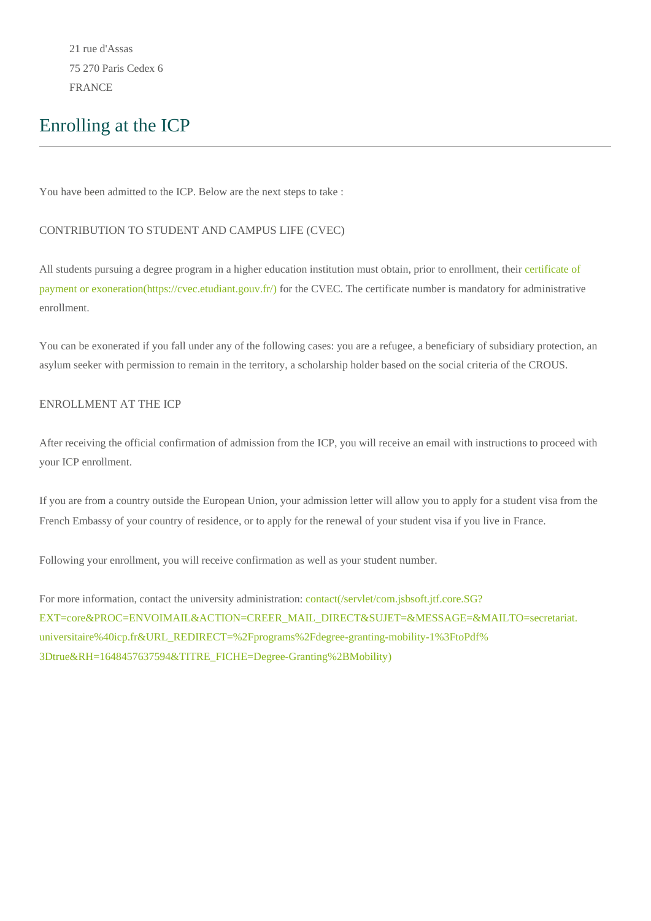21 rue d'Assas
75 270 Paris Cedex 6
FRANCE

## Enrolling at the ICP

You have been admitted to the ICP. Below are the next steps to take :

CONTRIBUTION TO STUDENT AND CAMPUS LIFE (CVEC)

All students pursuing a degree program in a higher education institution must obtain, prior to enrollment, their certificate of payment or exoneration(https://cvec.etudiant.gouv.fr/) for the CVEC. The certificate number is mandatory for administrative enrollment.

You can be exonerated if you fall under any of the following cases: you are a refugee, a beneficiary of subsidiary protection, an asylum seeker with permission to remain in the territory, a scholarship holder based on the social criteria of the CROUS.

ENROLLMENT AT THE ICP

After receiving the official confirmation of admission from the ICP, you will receive an email with instructions to proceed with your ICP enrollment.

If you are from a country outside the European Union, your admission letter will allow you to apply for a student visa from the French Embassy of your country of residence, or to apply for the renewal of your student visa if you live in France.

Following your enrollment, you will receive confirmation as well as your student number.

For more information, contact the university administration: contact(/servlet/com.jsbsoft.jtf.core.SG?EXT=core&PROC=ENVOIMAIL&ACTION=CREER_MAIL_DIRECT&SUJET=&MESSAGE=&MAILTO=secretariat.universitaire%40icp.fr&URL_REDIRECT=%2Fprograms%2Fdegree-granting-mobility-1%3FtoPdf%3Dtrue&RH=1648457637594&TITRE_FICHE=Degree-Granting%2BMobility)